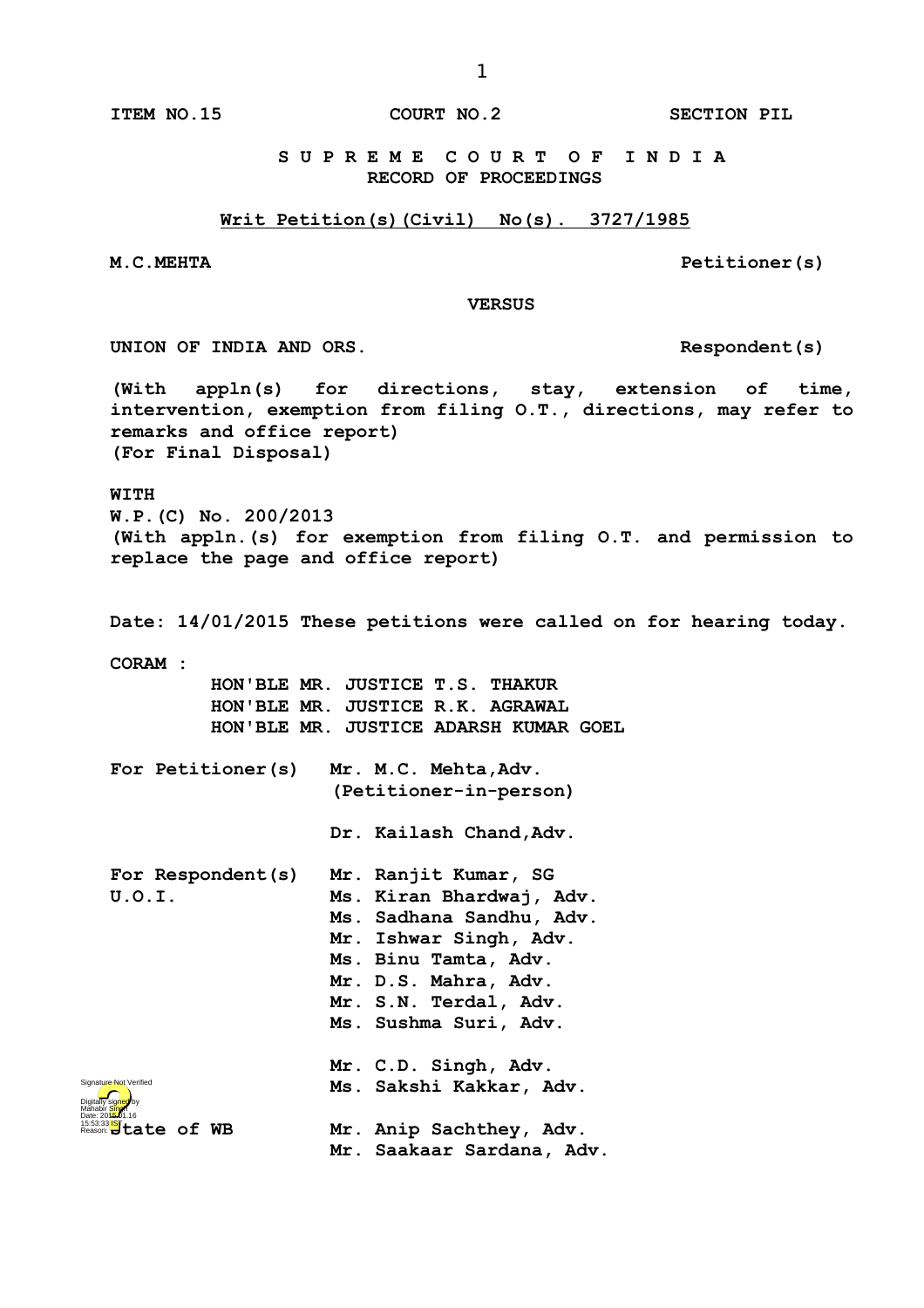**ITEM NO.15 COURT NO.2 SECTION PIL**

# S U P R E M E C O U R T O F I N D I A
## RECORD OF PROCEEDINGS

**Writ Petition(s)(Civil) No(s). 3727/1985**

**M.C.MEHTA Petitioner(s)**

**VERSUS**

**UNION OF INDIA AND ORS. Respondent(s)**

**(With appln(s) for directions, stay, extension of time, intervention, exemption from filing O.T., directions, may refer to remarks and office report)**
**(For Final Disposal)**

**WITH**
**W.P.(C) No. 200/2013**
**(With appln.(s) for exemption from filing O.T. and permission to replace the page and office report)**

**Date: 14/01/2015 These petitions were called on for hearing today.**

**CORAM :**
**HON'BLE MR. JUSTICE T.S. THAKUR**
**HON'BLE MR. JUSTICE R.K. AGRAWAL**
**HON'BLE MR. JUSTICE ADARSH KUMAR GOEL**

**For Petitioner(s)** **Mr. M.C. Mehta,Adv.**
**(Petitioner-in-person)**

**Dr. Kailash Chand,Adv.**

**For Respondent(s)** **Mr. Ranjit Kumar, SG**
**U.O.I.** **Ms. Kiran Bhardwaj, Adv.**
**Ms. Sadhana Sandhu, Adv.**
**Mr. Ishwar Singh, Adv.**
**Ms. Binu Tamta, Adv.**
**Mr. D.S. Mahra, Adv.**
**Mr. S.N. Terdal, Adv.**
**Ms. Sushma Suri, Adv.**

**Mr. C.D. Singh, Adv.**
**Ms. Sakshi Kakkar, Adv.**

**State of WB** **Mr. Anip Sachthey, Adv.**
**Mr. Saakaar Sardana, Adv.**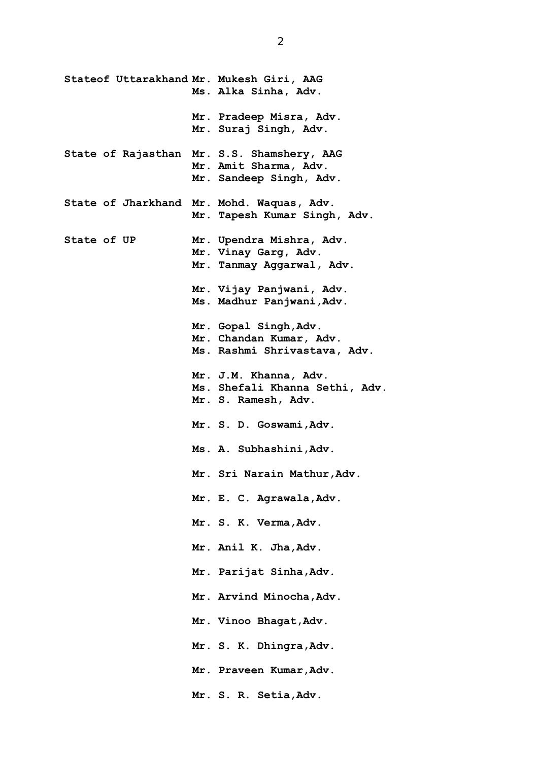| | |
|---|---|
| **Stateof Uttarakhand** | **Mr. Mukesh Giri, AAG** |
| | **Ms. Alka Sinha, Adv.** |
| | |
| | **Mr. Pradeep Misra, Adv.** |
| | **Mr. Suraj Singh, Adv.** |
| | |
| **State of Rajasthan** | **Mr. S.S. Shamshery, AAG** |
| | **Mr. Amit Sharma, Adv.** |
| | **Mr. Sandeep Singh, Adv.** |
| | |
| **State of Jharkhand** | **Mr. Mohd. Waquas, Adv.** |
| | **Mr. Tapesh Kumar Singh, Adv.** |
| | |
| **State of UP** | **Mr. Upendra Mishra, Adv.** |
| | **Mr. Vinay Garg, Adv.** |
| | **Mr. Tanmay Aggarwal, Adv.** |
| | |
| | **Mr. Vijay Panjwani, Adv.** |
| | **Ms. Madhur Panjwani,Adv.** |
| | |
| | **Mr. Gopal Singh,Adv.** |
| | **Mr. Chandan Kumar, Adv.** |
| | **Ms. Rashmi Shrivastava, Adv.** |
| | |
| | **Mr. J.M. Khanna, Adv.** |
| | **Ms. Shefali Khanna Sethi, Adv.** |
| | **Mr. S. Ramesh, Adv.** |
| | |
| | **Mr. S. D. Goswami,Adv.** |
| | |
| | **Ms. A. Subhashini,Adv.** |
| | |
| | **Mr. Sri Narain Mathur,Adv.** |
| | |
| | **Mr. E. C. Agrawala,Adv.** |
| | |
| | **Mr. S. K. Verma,Adv.** |
| | |
| | **Mr. Anil K. Jha,Adv.** |
| | |
| | **Mr. Parijat Sinha,Adv.** |
| | |
| | **Mr. Arvind Minocha,Adv.** |
| | |
| | **Mr. Vinoo Bhagat,Adv.** |
| | |
| | **Mr. S. K. Dhingra,Adv.** |
| | |
| | **Mr. Praveen Kumar,Adv.** |
| | |
| | **Mr. S. R. Setia,Adv.** |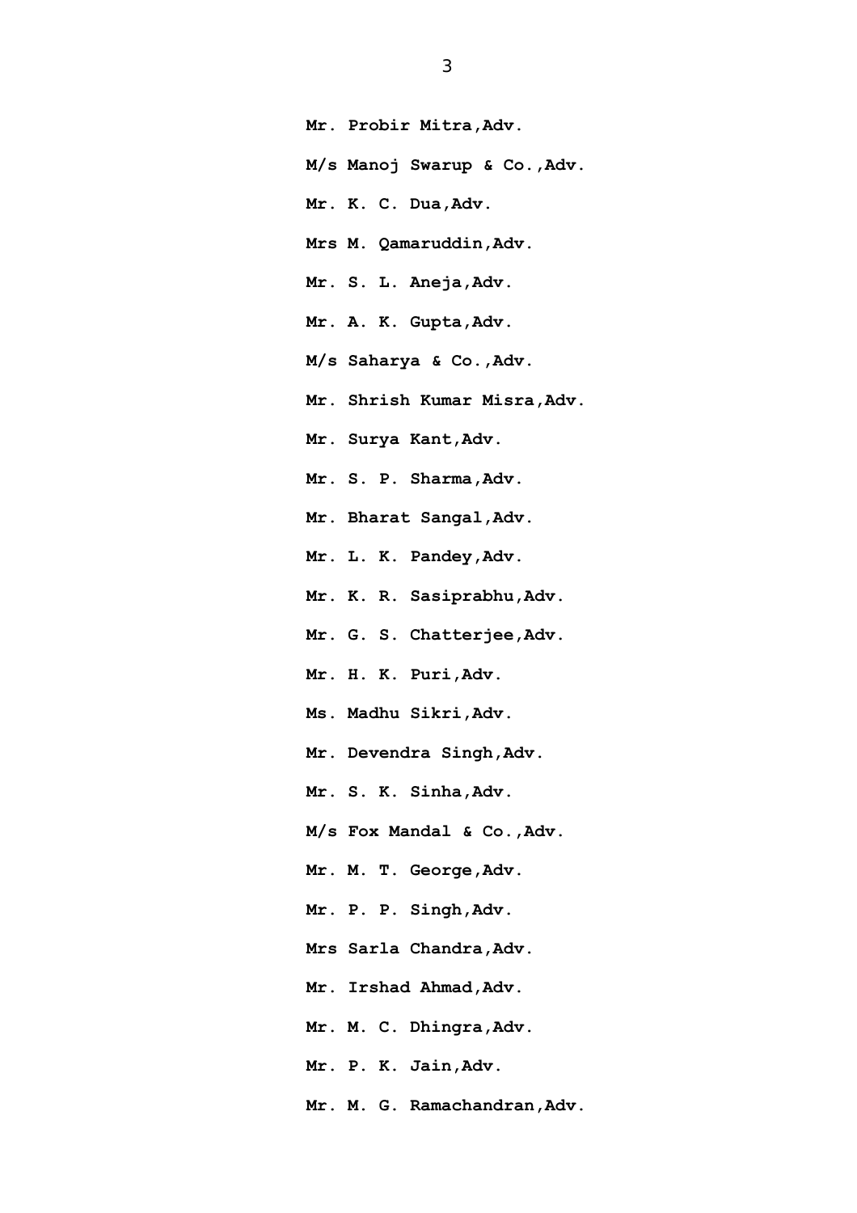**Mr. Probir Mitra,Adv.**

**M/s Manoj Swarup & Co.,Adv.**

**Mr. K. C. Dua,Adv.**

**Mrs M. Qamaruddin,Adv.**

**Mr. S. L. Aneja,Adv.**

**Mr. A. K. Gupta,Adv.**

**M/s Saharya & Co.,Adv.**

**Mr. Shrish Kumar Misra,Adv.**

**Mr. Surya Kant,Adv.**

**Mr. S. P. Sharma,Adv.**

**Mr. Bharat Sangal,Adv.**

**Mr. L. K. Pandey,Adv.**

**Mr. K. R. Sasiprabhu,Adv.**

**Mr. G. S. Chatterjee,Adv.**

**Mr. H. K. Puri,Adv.**

**Ms. Madhu Sikri,Adv.**

**Mr. Devendra Singh,Adv.**

**Mr. S. K. Sinha,Adv.**

**M/s Fox Mandal & Co.,Adv.**

**Mr. M. T. George,Adv.**

**Mr. P. P. Singh,Adv.**

**Mrs Sarla Chandra,Adv.**

**Mr. Irshad Ahmad,Adv.**

**Mr. M. C. Dhingra,Adv.**

**Mr. P. K. Jain,Adv.**

**Mr. M. G. Ramachandran,Adv.**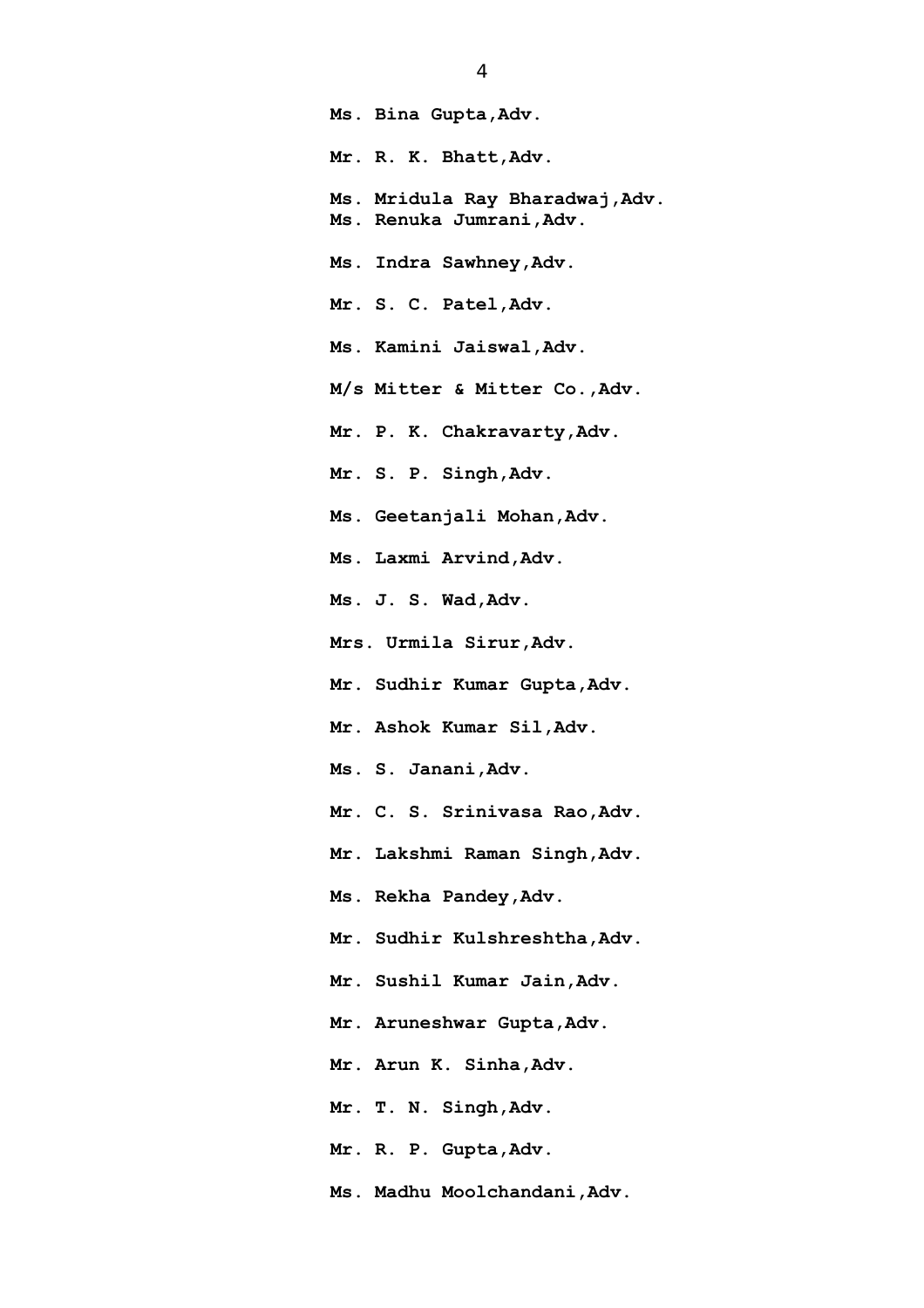**Ms. Bina Gupta,Adv.**

**Mr. R. K. Bhatt,Adv.**

**Ms. Mridula Ray Bharadwaj,Adv.**
**Ms. Renuka Jumrani,Adv.**

**Ms. Indra Sawhney,Adv.**

**Mr. S. C. Patel,Adv.**

**Ms. Kamini Jaiswal,Adv.**

**M/s Mitter & Mitter Co.,Adv.**

**Mr. P. K. Chakravarty,Adv.**

**Mr. S. P. Singh,Adv.**

**Ms. Geetanjali Mohan,Adv.**

**Ms. Laxmi Arvind,Adv.**

**Ms. J. S. Wad,Adv.**

**Mrs. Urmila Sirur,Adv.**

**Mr. Sudhir Kumar Gupta,Adv.**

**Mr. Ashok Kumar Sil,Adv.**

**Ms. S. Janani,Adv.**

**Mr. C. S. Srinivasa Rao,Adv.**

**Mr. Lakshmi Raman Singh,Adv.**

**Ms. Rekha Pandey,Adv.**

**Mr. Sudhir Kulshreshtha,Adv.**

**Mr. Sushil Kumar Jain,Adv.**

**Mr. Aruneshwar Gupta,Adv.**

**Mr. Arun K. Sinha,Adv.**

**Mr. T. N. Singh,Adv.**

**Mr. R. P. Gupta,Adv.**

**Ms. Madhu Moolchandani,Adv.**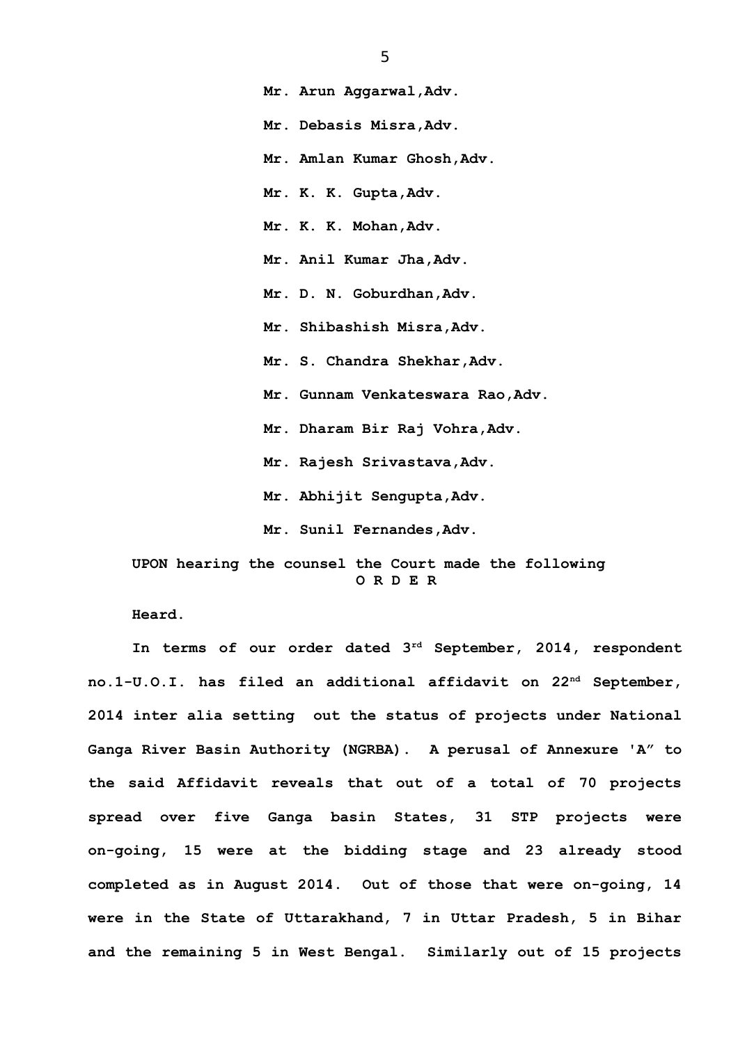**Mr. Arun Aggarwal,Adv.**

**Mr. Debasis Misra,Adv.**

**Mr. Amlan Kumar Ghosh,Adv.**

**Mr. K. K. Gupta,Adv.**

**Mr. K. K. Mohan,Adv.**

**Mr. Anil Kumar Jha,Adv.**

**Mr. D. N. Goburdhan,Adv.**

**Mr. Shibashish Misra,Adv.**

**Mr. S. Chandra Shekhar,Adv.**

**Mr. Gunnam Venkateswara Rao,Adv.**

**Mr. Dharam Bir Raj Vohra,Adv.**

**Mr. Rajesh Srivastava,Adv.**

**Mr. Abhijit Sengupta,Adv.**

**Mr. Sunil Fernandes,Adv.**

**UPON hearing the counsel the Court made the following**

**O R D E R**

**Heard.**

**In terms of our order dated 3rd September, 2014, respondent no.1-U.O.I. has filed an additional affidavit on 22nd September, 2014 inter alia setting out the status of projects under National Ganga River Basin Authority (NGRBA). A perusal of Annexure 'A" to the said Affidavit reveals that out of a total of 70 projects spread over five Ganga basin States, 31 STP projects were on-going, 15 were at the bidding stage and 23 already stood completed as in August 2014. Out of those that were on-going, 14 were in the State of Uttarakhand, 7 in Uttar Pradesh, 5 in Bihar and the remaining 5 in West Bengal. Similarly out of 15 projects**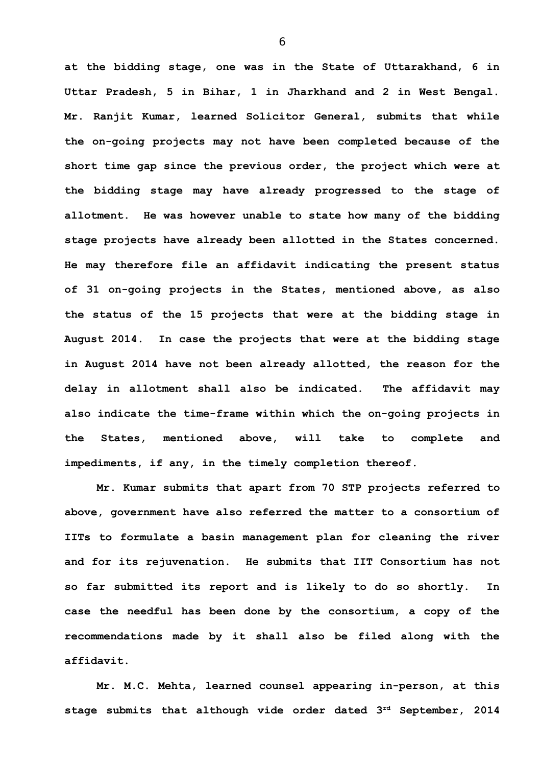at the bidding stage, one was in the State of Uttarakhand, 6 in Uttar Pradesh, 5 in Bihar, 1 in Jharkhand and 2 in West Bengal. Mr. Ranjit Kumar, learned Solicitor General, submits that while the on-going projects may not have been completed because of the short time gap since the previous order, the project which were at the bidding stage may have already progressed to the stage of allotment. He was however unable to state how many of the bidding stage projects have already been allotted in the States concerned. He may therefore file an affidavit indicating the present status of 31 on-going projects in the States, mentioned above, as also the status of the 15 projects that were at the bidding stage in August 2014. In case the projects that were at the bidding stage in August 2014 have not been already allotted, the reason for the delay in allotment shall also be indicated. The affidavit may also indicate the time-frame within which the on-going projects in the States, mentioned above, will take to complete and impediments, if any, in the timely completion thereof.

Mr. Kumar submits that apart from 70 STP projects referred to above, government have also referred the matter to a consortium of IITs to formulate a basin management plan for cleaning the river and for its rejuvenation. He submits that IIT Consortium has not so far submitted its report and is likely to do so shortly. In case the needful has been done by the consortium, a copy of the recommendations made by it shall also be filed along with the affidavit.

Mr. M.C. Mehta, learned counsel appearing in-person, at this stage submits that although vide order dated 3rd September, 2014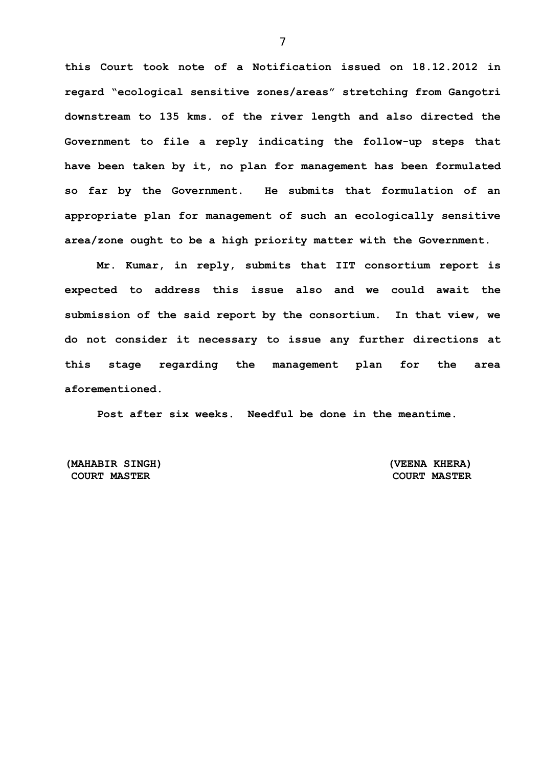**this Court took note of a Notification issued on 18.12.2012 in regard "ecological sensitive zones/areas" stretching from Gangotri downstream to 135 kms. of the river length and also directed the Government to file a reply indicating the follow-up steps that have been taken by it, no plan for management has been formulated so far by the Government. He submits that formulation of an appropriate plan for management of such an ecologically sensitive area/zone ought to be a high priority matter with the Government.**

**Mr. Kumar, in reply, submits that IIT consortium report is expected to address this issue also and we could await the submission of the said report by the consortium. In that view, we do not consider it necessary to issue any further directions at this stage regarding the management plan for the area aforementioned.**

**Post after six weeks. Needful be done in the meantime.**

| | |
|---|---|
| **(MAHABIR SINGH)** | **(VEENA KHERA)** |
| **COURT MASTER** | **COURT MASTER** |